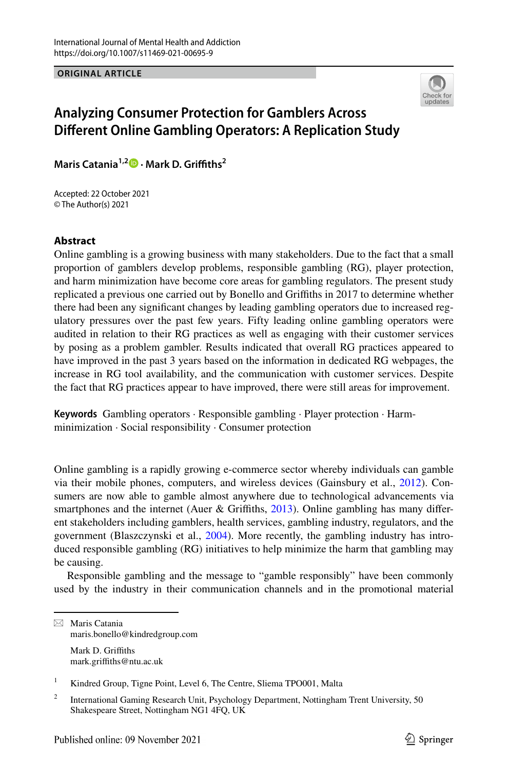International Journal of Mental Health and Addiction
https://doi.org/10.1007/s11469-021-00695-9

**ORIGINAL ARTICLE**

# Analyzing Consumer Protection for Gamblers Across Different Online Gambling Operators: A Replication Study

**Maris Catania[1,2] · Mark D. Griffiths[2]**

Accepted: 22 October 2021
© The Author(s) 2021

## Abstract

Online gambling is a growing business with many stakeholders. Due to the fact that a small proportion of gamblers develop problems, responsible gambling (RG), player protection, and harm minimization have become core areas for gambling regulators. The present study replicated a previous one carried out by Bonello and Griffiths in 2017 to determine whether there had been any significant changes by leading gambling operators due to increased regulatory pressures over the past few years. Fifty leading online gambling operators were audited in relation to their RG practices as well as engaging with their customer services by posing as a problem gambler. Results indicated that overall RG practices appeared to have improved in the past 3 years based on the information in dedicated RG webpages, the increase in RG tool availability, and the communication with customer services. Despite the fact that RG practices appear to have improved, there were still areas for improvement.

**Keywords** Gambling operators · Responsible gambling · Player protection · Harm-minimization · Social responsibility · Consumer protection

Online gambling is a rapidly growing e-commerce sector whereby individuals can gamble via their mobile phones, computers, and wireless devices (Gainsbury et al., 2012). Consumers are now able to gamble almost anywhere due to technological advancements via smartphones and the internet (Auer & Griffiths, 2013). Online gambling has many different stakeholders including gamblers, health services, gambling industry, regulators, and the government (Blaszczynski et al., 2004). More recently, the gambling industry has introduced responsible gambling (RG) initiatives to help minimize the harm that gambling may be causing.

Responsible gambling and the message to "gamble responsibly" have been commonly used by the industry in their communication channels and in the promotional material

---

✉ Maris Catania
maris.bonello@kindredgroup.com

Mark D. Griffiths
mark.griffiths@ntu.ac.uk

[1] Kindred Group, Tigne Point, Level 6, The Centre, Sliema TPO001, Malta

[2] International Gaming Research Unit, Psychology Department, Nottingham Trent University, 50 Shakespeare Street, Nottingham NG1 4FQ, UK

Published online: 09 November 2021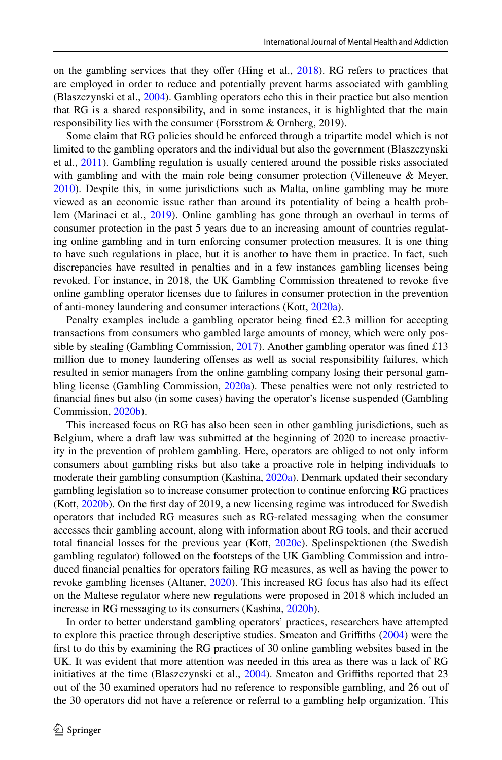on the gambling services that they offer (Hing et al., 2018). RG refers to practices that are employed in order to reduce and potentially prevent harms associated with gambling (Blaszczynski et al., 2004). Gambling operators echo this in their practice but also mention that RG is a shared responsibility, and in some instances, it is highlighted that the main responsibility lies with the consumer (Forsstrom & Ornberg, 2019).

Some claim that RG policies should be enforced through a tripartite model which is not limited to the gambling operators and the individual but also the government (Blaszczynski et al., 2011). Gambling regulation is usually centered around the possible risks associated with gambling and with the main role being consumer protection (Villeneuve & Meyer, 2010). Despite this, in some jurisdictions such as Malta, online gambling may be more viewed as an economic issue rather than around its potentiality of being a health problem (Marinaci et al., 2019). Online gambling has gone through an overhaul in terms of consumer protection in the past 5 years due to an increasing amount of countries regulating online gambling and in turn enforcing consumer protection measures. It is one thing to have such regulations in place, but it is another to have them in practice. In fact, such discrepancies have resulted in penalties and in a few instances gambling licenses being revoked. For instance, in 2018, the UK Gambling Commission threatened to revoke five online gambling operator licenses due to failures in consumer protection in the prevention of anti-money laundering and consumer interactions (Kott, 2020a).

Penalty examples include a gambling operator being fined £2.3 million for accepting transactions from consumers who gambled large amounts of money, which were only possible by stealing (Gambling Commission, 2017). Another gambling operator was fined £13 million due to money laundering offenses as well as social responsibility failures, which resulted in senior managers from the online gambling company losing their personal gambling license (Gambling Commission, 2020a). These penalties were not only restricted to financial fines but also (in some cases) having the operator's license suspended (Gambling Commission, 2020b).

This increased focus on RG has also been seen in other gambling jurisdictions, such as Belgium, where a draft law was submitted at the beginning of 2020 to increase proactivity in the prevention of problem gambling. Here, operators are obliged to not only inform consumers about gambling risks but also take a proactive role in helping individuals to moderate their gambling consumption (Kashina, 2020a). Denmark updated their secondary gambling legislation so to increase consumer protection to continue enforcing RG practices (Kott, 2020b). On the first day of 2019, a new licensing regime was introduced for Swedish operators that included RG measures such as RG-related messaging when the consumer accesses their gambling account, along with information about RG tools, and their accrued total financial losses for the previous year (Kott, 2020c). Spelinspektionen (the Swedish gambling regulator) followed on the footsteps of the UK Gambling Commission and introduced financial penalties for operators failing RG measures, as well as having the power to revoke gambling licenses (Altaner, 2020). This increased RG focus has also had its effect on the Maltese regulator where new regulations were proposed in 2018 which included an increase in RG messaging to its consumers (Kashina, 2020b).

In order to better understand gambling operators' practices, researchers have attempted to explore this practice through descriptive studies. Smeaton and Griffiths (2004) were the first to do this by examining the RG practices of 30 online gambling websites based in the UK. It was evident that more attention was needed in this area as there was a lack of RG initiatives at the time (Blaszczynski et al., 2004). Smeaton and Griffiths reported that 23 out of the 30 examined operators had no reference to responsible gambling, and 26 out of the 30 operators did not have a reference or referral to a gambling help organization. This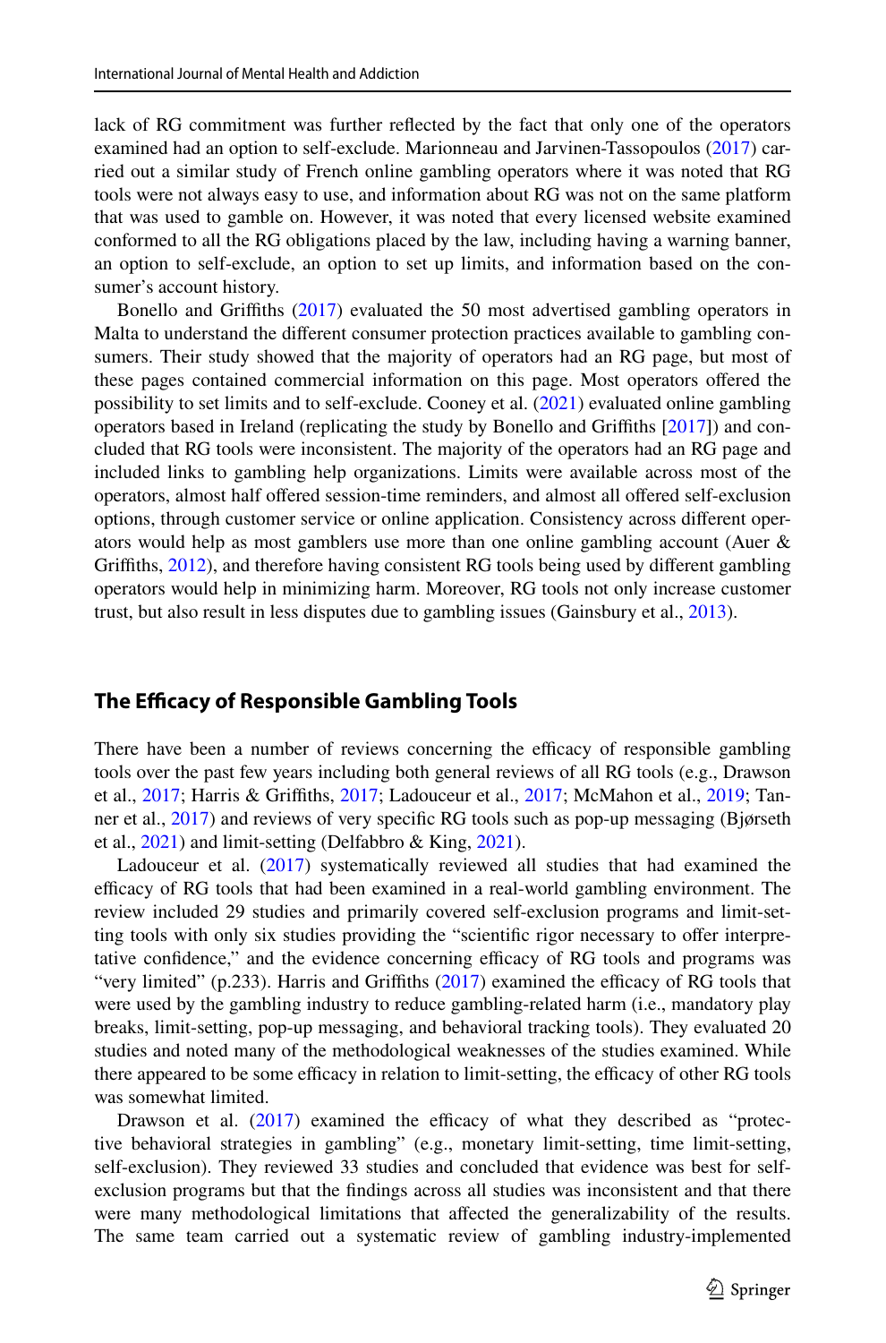lack of RG commitment was further reflected by the fact that only one of the operators examined had an option to self-exclude. Marionneau and Jarvinen-Tassopoulos (2017) carried out a similar study of French online gambling operators where it was noted that RG tools were not always easy to use, and information about RG was not on the same platform that was used to gamble on. However, it was noted that every licensed website examined conformed to all the RG obligations placed by the law, including having a warning banner, an option to self-exclude, an option to set up limits, and information based on the consumer's account history.

Bonello and Griffiths (2017) evaluated the 50 most advertised gambling operators in Malta to understand the different consumer protection practices available to gambling consumers. Their study showed that the majority of operators had an RG page, but most of these pages contained commercial information on this page. Most operators offered the possibility to set limits and to self-exclude. Cooney et al. (2021) evaluated online gambling operators based in Ireland (replicating the study by Bonello and Griffiths [2017]) and concluded that RG tools were inconsistent. The majority of the operators had an RG page and included links to gambling help organizations. Limits were available across most of the operators, almost half offered session-time reminders, and almost all offered self-exclusion options, through customer service or online application. Consistency across different operators would help as most gamblers use more than one online gambling account (Auer & Griffiths, 2012), and therefore having consistent RG tools being used by different gambling operators would help in minimizing harm. Moreover, RG tools not only increase customer trust, but also result in less disputes due to gambling issues (Gainsbury et al., 2013).

## The Efficacy of Responsible Gambling Tools

There have been a number of reviews concerning the efficacy of responsible gambling tools over the past few years including both general reviews of all RG tools (e.g., Drawson et al., 2017; Harris & Griffiths, 2017; Ladouceur et al., 2017; McMahon et al., 2019; Tanner et al., 2017) and reviews of very specific RG tools such as pop-up messaging (Bjørseth et al., 2021) and limit-setting (Delfabbro & King, 2021).

Ladouceur et al. (2017) systematically reviewed all studies that had examined the efficacy of RG tools that had been examined in a real-world gambling environment. The review included 29 studies and primarily covered self-exclusion programs and limit-setting tools with only six studies providing the "scientific rigor necessary to offer interpretative confidence," and the evidence concerning efficacy of RG tools and programs was "very limited" (p.233). Harris and Griffiths (2017) examined the efficacy of RG tools that were used by the gambling industry to reduce gambling-related harm (i.e., mandatory play breaks, limit-setting, pop-up messaging, and behavioral tracking tools). They evaluated 20 studies and noted many of the methodological weaknesses of the studies examined. While there appeared to be some efficacy in relation to limit-setting, the efficacy of other RG tools was somewhat limited.

Drawson et al. (2017) examined the efficacy of what they described as "protective behavioral strategies in gambling" (e.g., monetary limit-setting, time limit-setting, self-exclusion). They reviewed 33 studies and concluded that evidence was best for self-exclusion programs but that the findings across all studies was inconsistent and that there were many methodological limitations that affected the generalizability of the results. The same team carried out a systematic review of gambling industry-implemented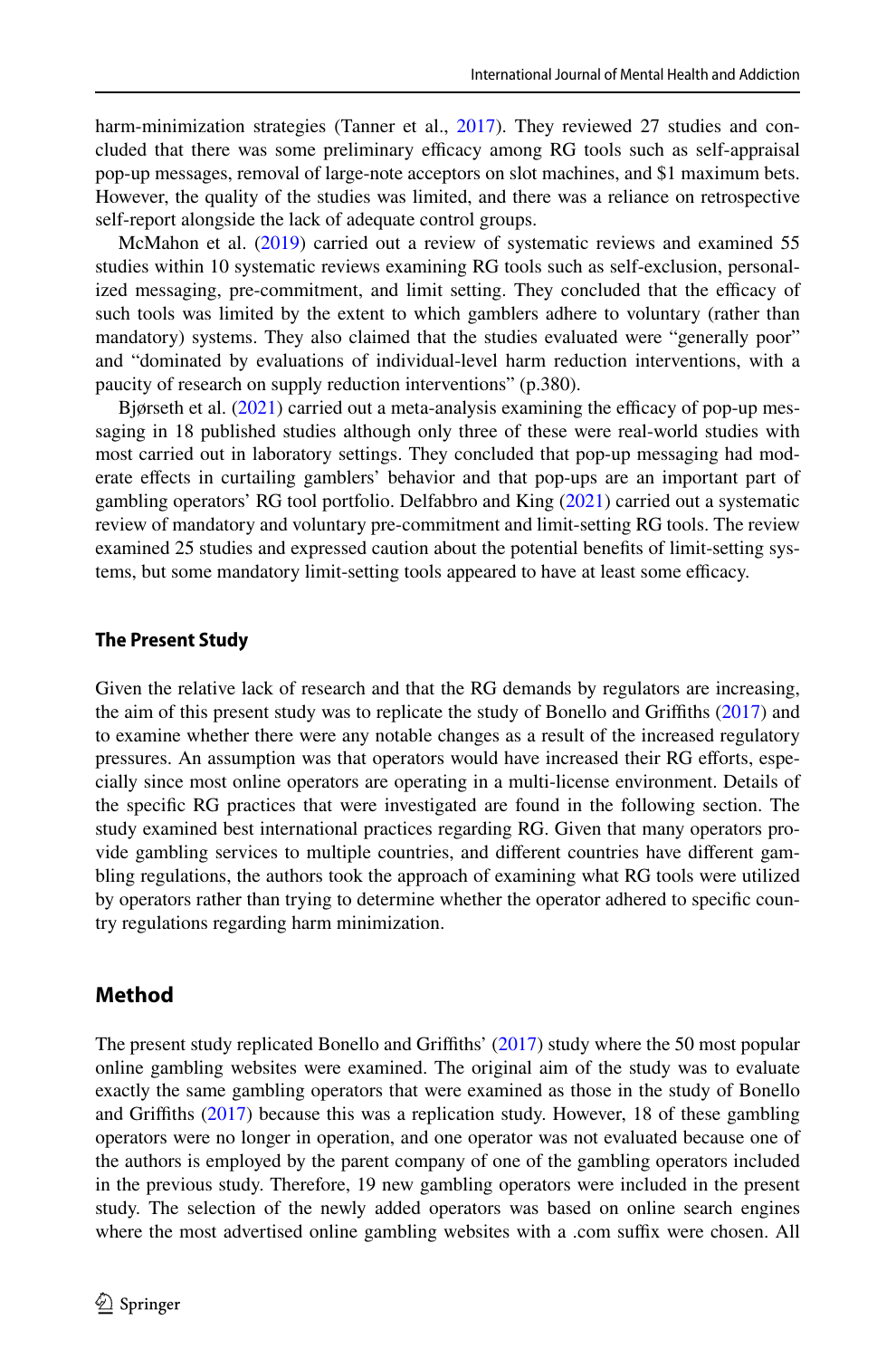harm-minimization strategies (Tanner et al., 2017). They reviewed 27 studies and concluded that there was some preliminary efficacy among RG tools such as self-appraisal pop-up messages, removal of large-note acceptors on slot machines, and $1 maximum bets. However, the quality of the studies was limited, and there was a reliance on retrospective self-report alongside the lack of adequate control groups.

McMahon et al. (2019) carried out a review of systematic reviews and examined 55 studies within 10 systematic reviews examining RG tools such as self-exclusion, personalized messaging, pre-commitment, and limit setting. They concluded that the efficacy of such tools was limited by the extent to which gamblers adhere to voluntary (rather than mandatory) systems. They also claimed that the studies evaluated were "generally poor" and "dominated by evaluations of individual-level harm reduction interventions, with a paucity of research on supply reduction interventions" (p.380).

Bjørseth et al. (2021) carried out a meta-analysis examining the efficacy of pop-up messaging in 18 published studies although only three of these were real-world studies with most carried out in laboratory settings. They concluded that pop-up messaging had moderate effects in curtailing gamblers' behavior and that pop-ups are an important part of gambling operators' RG tool portfolio. Delfabbro and King (2021) carried out a systematic review of mandatory and voluntary pre-commitment and limit-setting RG tools. The review examined 25 studies and expressed caution about the potential benefits of limit-setting systems, but some mandatory limit-setting tools appeared to have at least some efficacy.

### The Present Study

Given the relative lack of research and that the RG demands by regulators are increasing, the aim of this present study was to replicate the study of Bonello and Griffiths (2017) and to examine whether there were any notable changes as a result of the increased regulatory pressures. An assumption was that operators would have increased their RG efforts, especially since most online operators are operating in a multi-license environment. Details of the specific RG practices that were investigated are found in the following section. The study examined best international practices regarding RG. Given that many operators provide gambling services to multiple countries, and different countries have different gambling regulations, the authors took the approach of examining what RG tools were utilized by operators rather than trying to determine whether the operator adhered to specific country regulations regarding harm minimization.

## Method

The present study replicated Bonello and Griffiths' (2017) study where the 50 most popular online gambling websites were examined. The original aim of the study was to evaluate exactly the same gambling operators that were examined as those in the study of Bonello and Griffiths (2017) because this was a replication study. However, 18 of these gambling operators were no longer in operation, and one operator was not evaluated because one of the authors is employed by the parent company of one of the gambling operators included in the previous study. Therefore, 19 new gambling operators were included in the present study. The selection of the newly added operators was based on online search engines where the most advertised online gambling websites with a .com suffix were chosen. All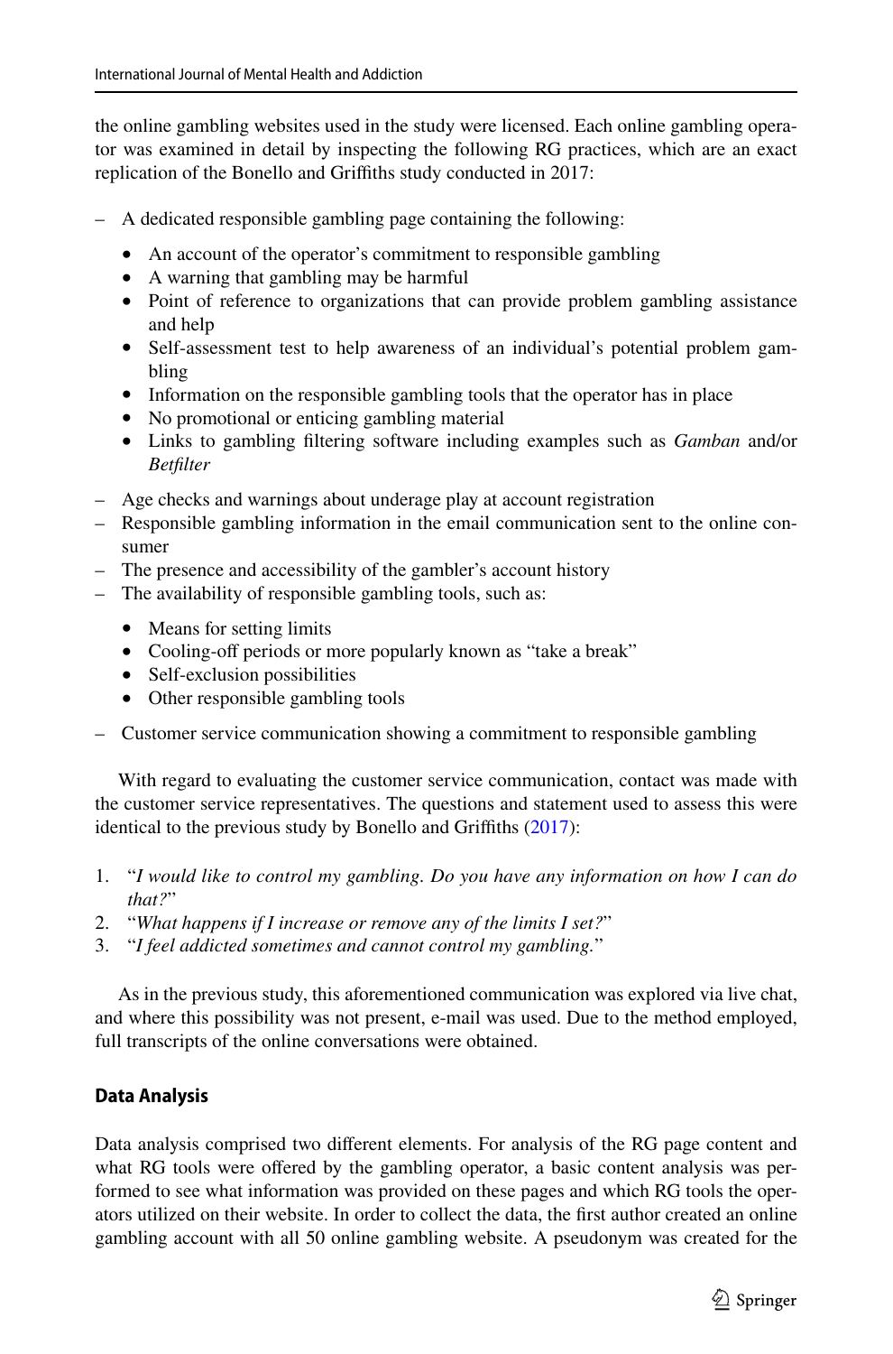the online gambling websites used in the study were licensed. Each online gambling operator was examined in detail by inspecting the following RG practices, which are an exact replication of the Bonello and Griffiths study conducted in 2017:

- A dedicated responsible gambling page containing the following:
  - An account of the operator's commitment to responsible gambling
  - A warning that gambling may be harmful
  - Point of reference to organizations that can provide problem gambling assistance and help
  - Self-assessment test to help awareness of an individual's potential problem gambling
  - Information on the responsible gambling tools that the operator has in place
  - No promotional or enticing gambling material
  - Links to gambling filtering software including examples such as *Gamban* and/or *Betfilter*
- Age checks and warnings about underage play at account registration
- Responsible gambling information in the email communication sent to the online consumer
- The presence and accessibility of the gambler's account history
- The availability of responsible gambling tools, such as:
  - Means for setting limits
  - Cooling-off periods or more popularly known as "take a break"
  - Self-exclusion possibilities
  - Other responsible gambling tools
- Customer service communication showing a commitment to responsible gambling

With regard to evaluating the customer service communication, contact was made with the customer service representatives. The questions and statement used to assess this were identical to the previous study by Bonello and Griffiths (2017):

1. "*I would like to control my gambling. Do you have any information on how I can do that?*"
2. "*What happens if I increase or remove any of the limits I set?*"
3. "*I feel addicted sometimes and cannot control my gambling.*"

As in the previous study, this aforementioned communication was explored via live chat, and where this possibility was not present, e-mail was used. Due to the method employed, full transcripts of the online conversations were obtained.

### Data Analysis

Data analysis comprised two different elements. For analysis of the RG page content and what RG tools were offered by the gambling operator, a basic content analysis was performed to see what information was provided on these pages and which RG tools the operators utilized on their website. In order to collect the data, the first author created an online gambling account with all 50 online gambling website. A pseudonym was created for the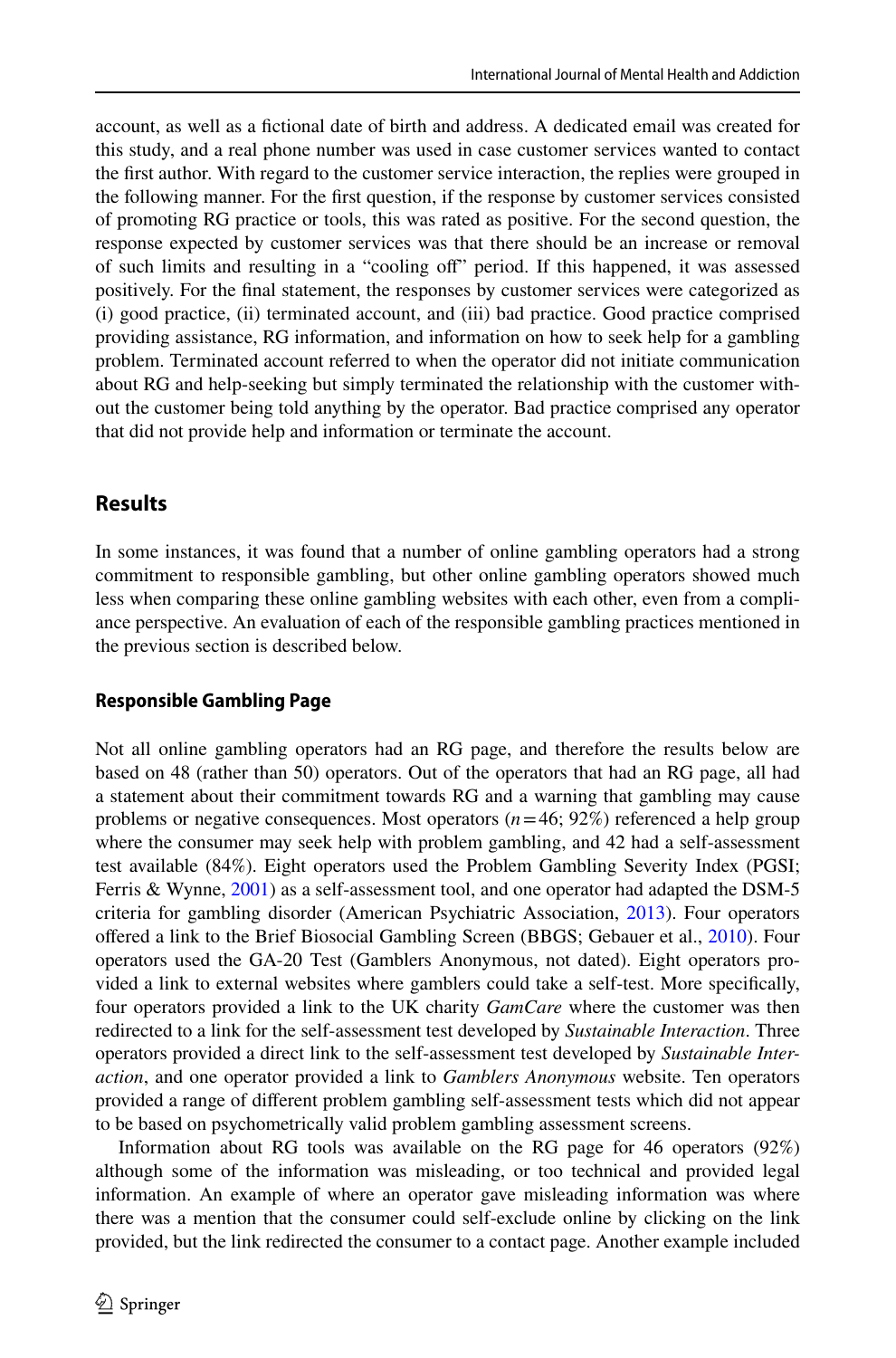account, as well as a fictional date of birth and address. A dedicated email was created for this study, and a real phone number was used in case customer services wanted to contact the first author. With regard to the customer service interaction, the replies were grouped in the following manner. For the first question, if the response by customer services consisted of promoting RG practice or tools, this was rated as positive. For the second question, the response expected by customer services was that there should be an increase or removal of such limits and resulting in a "cooling off" period. If this happened, it was assessed positively. For the final statement, the responses by customer services were categorized as (i) good practice, (ii) terminated account, and (iii) bad practice. Good practice comprised providing assistance, RG information, and information on how to seek help for a gambling problem. Terminated account referred to when the operator did not initiate communication about RG and help-seeking but simply terminated the relationship with the customer without the customer being told anything by the operator. Bad practice comprised any operator that did not provide help and information or terminate the account.

## Results

In some instances, it was found that a number of online gambling operators had a strong commitment to responsible gambling, but other online gambling operators showed much less when comparing these online gambling websites with each other, even from a compliance perspective. An evaluation of each of the responsible gambling practices mentioned in the previous section is described below.

### Responsible Gambling Page

Not all online gambling operators had an RG page, and therefore the results below are based on 48 (rather than 50) operators. Out of the operators that had an RG page, all had a statement about their commitment towards RG and a warning that gambling may cause problems or negative consequences. Most operators ($n = 46$; 92%) referenced a help group where the consumer may seek help with problem gambling, and 42 had a self-assessment test available (84%). Eight operators used the Problem Gambling Severity Index (PGSI; Ferris & Wynne, 2001) as a self-assessment tool, and one operator had adapted the DSM-5 criteria for gambling disorder (American Psychiatric Association, 2013). Four operators offered a link to the Brief Biosocial Gambling Screen (BBGS; Gebauer et al., 2010). Four operators used the GA-20 Test (Gamblers Anonymous, not dated). Eight operators provided a link to external websites where gamblers could take a self-test. More specifically, four operators provided a link to the UK charity *GamCare* where the customer was then redirected to a link for the self-assessment test developed by *Sustainable Interaction*. Three operators provided a direct link to the self-assessment test developed by *Sustainable Interaction*, and one operator provided a link to *Gamblers Anonymous* website. Ten operators provided a range of different problem gambling self-assessment tests which did not appear to be based on psychometrically valid problem gambling assessment screens.

Information about RG tools was available on the RG page for 46 operators (92%) although some of the information was misleading, or too technical and provided legal information. An example of where an operator gave misleading information was where there was a mention that the consumer could self-exclude online by clicking on the link provided, but the link redirected the consumer to a contact page. Another example included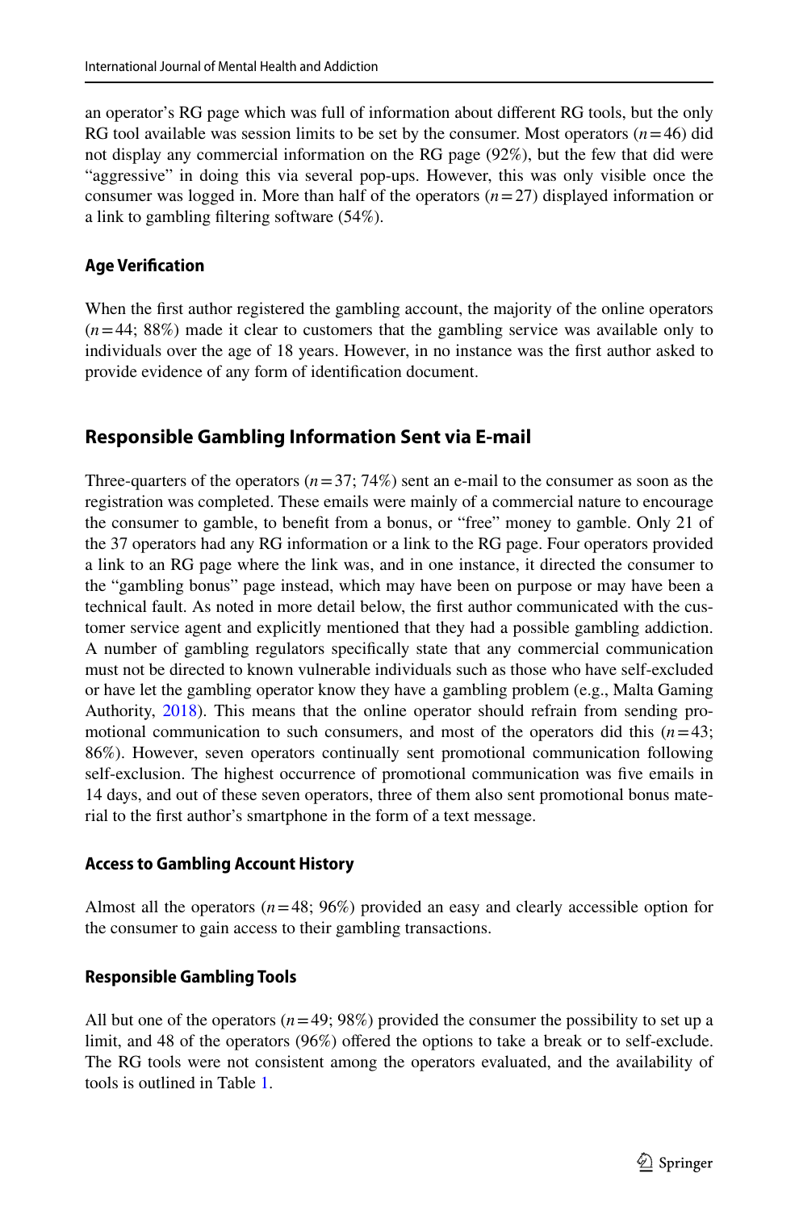an operator's RG page which was full of information about different RG tools, but the only RG tool available was session limits to be set by the consumer. Most operators ($n=46$) did not display any commercial information on the RG page (92%), but the few that did were "aggressive" in doing this via several pop-ups. However, this was only visible once the consumer was logged in. More than half of the operators ($n=27$) displayed information or a link to gambling filtering software (54%).

### Age Verification

When the first author registered the gambling account, the majority of the online operators ($n=44$; 88%) made it clear to customers that the gambling service was available only to individuals over the age of 18 years. However, in no instance was the first author asked to provide evidence of any form of identification document.

## Responsible Gambling Information Sent via E-mail

Three-quarters of the operators ($n=37$; 74%) sent an e-mail to the consumer as soon as the registration was completed. These emails were mainly of a commercial nature to encourage the consumer to gamble, to benefit from a bonus, or "free" money to gamble. Only 21 of the 37 operators had any RG information or a link to the RG page. Four operators provided a link to an RG page where the link was, and in one instance, it directed the consumer to the "gambling bonus" page instead, which may have been on purpose or may have been a technical fault. As noted in more detail below, the first author communicated with the customer service agent and explicitly mentioned that they had a possible gambling addiction. A number of gambling regulators specifically state that any commercial communication must not be directed to known vulnerable individuals such as those who have self-excluded or have let the gambling operator know they have a gambling problem (e.g., Malta Gaming Authority, 2018). This means that the online operator should refrain from sending promotional communication to such consumers, and most of the operators did this ($n=43$; 86%). However, seven operators continually sent promotional communication following self-exclusion. The highest occurrence of promotional communication was five emails in 14 days, and out of these seven operators, three of them also sent promotional bonus material to the first author's smartphone in the form of a text message.

### Access to Gambling Account History

Almost all the operators ($n=48$; 96%) provided an easy and clearly accessible option for the consumer to gain access to their gambling transactions.

### Responsible Gambling Tools

All but one of the operators ($n=49$; 98%) provided the consumer the possibility to set up a limit, and 48 of the operators (96%) offered the options to take a break or to self-exclude. The RG tools were not consistent among the operators evaluated, and the availability of tools is outlined in Table 1.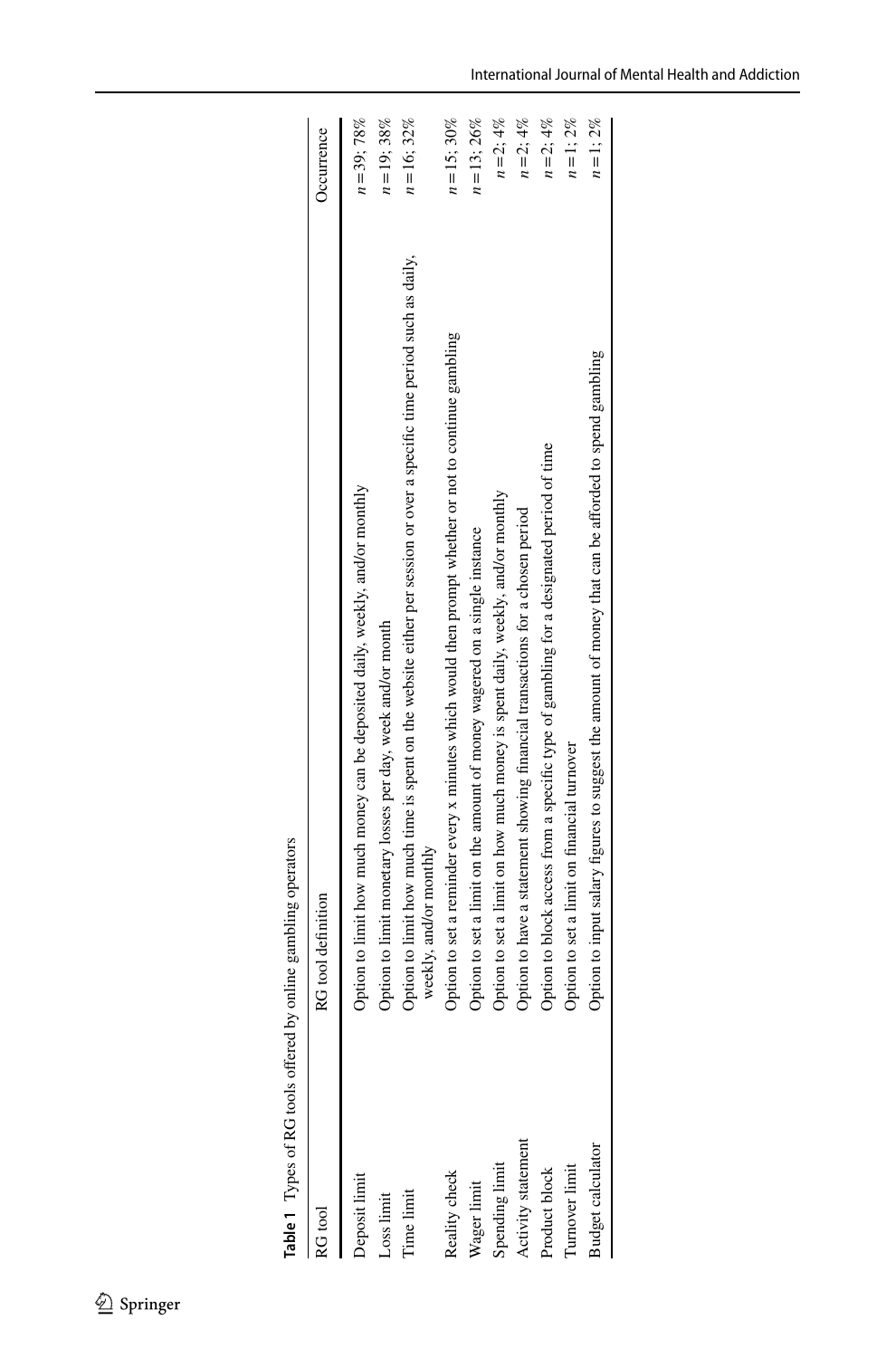**Table 1** Types of RG tools offered by online gambling operators

| RG tool | RG tool definition | Occurrence |
| --- | --- | --- |
| Deposit limit | Option to limit how much money can be deposited daily, weekly, and/or monthly | $n=39$; 78% |
| Loss limit | Option to limit monetary losses per day, week and/or month | $n=19$; 38% |
| Time limit | Option to limit how much time is spent on the website either per session or over a specific time period such as daily, weekly, and/or monthly | $n=16$; 32% |
| Reality check | Option to set a reminder every x minutes which would then prompt whether or not to continue gambling | $n=15$; 30% |
| Wager limit | Option to set a limit on the amount of money wagered on a single instance | $n=13$; 26% |
| Spending limit | Option to set a limit on how much money is spent daily, weekly, and/or monthly | $n=2$; 4% |
| Activity statement | Option to have a statement showing financial transactions for a chosen period | $n=2$; 4% |
| Product block | Option to block access from a specific type of gambling for a designated period of time | $n=2$; 4% |
| Turnover limit | Option to set a limit on financial turnover | $n=1$; 2% |
| Budget calculator | Option to input salary figures to suggest the amount of money that can be afforded to spend gambling | $n=1$; 2% |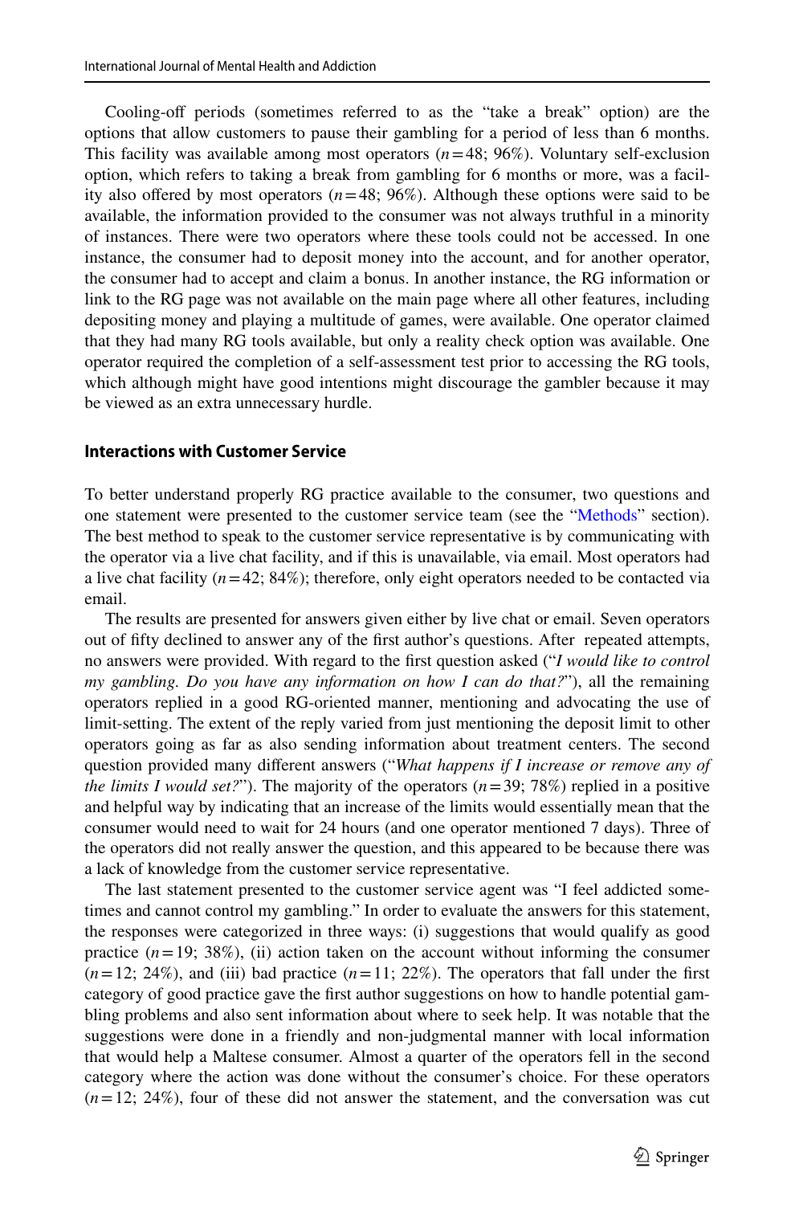Cooling-off periods (sometimes referred to as the "take a break" option) are the options that allow customers to pause their gambling for a period of less than 6 months. This facility was available among most operators ($n=48$; 96%). Voluntary self-exclusion option, which refers to taking a break from gambling for 6 months or more, was a facility also offered by most operators ($n=48$; 96%). Although these options were said to be available, the information provided to the consumer was not always truthful in a minority of instances. There were two operators where these tools could not be accessed. In one instance, the consumer had to deposit money into the account, and for another operator, the consumer had to accept and claim a bonus. In another instance, the RG information or link to the RG page was not available on the main page where all other features, including depositing money and playing a multitude of games, were available. One operator claimed that they had many RG tools available, but only a reality check option was available. One operator required the completion of a self-assessment test prior to accessing the RG tools, which although might have good intentions might discourage the gambler because it may be viewed as an extra unnecessary hurdle.

### Interactions with Customer Service

To better understand properly RG practice available to the consumer, two questions and one statement were presented to the customer service team (see the "Methods" section). The best method to speak to the customer service representative is by communicating with the operator via a live chat facility, and if this is unavailable, via email. Most operators had a live chat facility ($n=42$; 84%); therefore, only eight operators needed to be contacted via email.

The results are presented for answers given either by live chat or email. Seven operators out of fifty declined to answer any of the first author's questions. After repeated attempts, no answers were provided. With regard to the first question asked ("*I would like to control my gambling. Do you have any information on how I can do that?*"), all the remaining operators replied in a good RG-oriented manner, mentioning and advocating the use of limit-setting. The extent of the reply varied from just mentioning the deposit limit to other operators going as far as also sending information about treatment centers. The second question provided many different answers ("*What happens if I increase or remove any of the limits I would set?*"). The majority of the operators ($n=39$; 78%) replied in a positive and helpful way by indicating that an increase of the limits would essentially mean that the consumer would need to wait for 24 hours (and one operator mentioned 7 days). Three of the operators did not really answer the question, and this appeared to be because there was a lack of knowledge from the customer service representative.

The last statement presented to the customer service agent was "I feel addicted sometimes and cannot control my gambling." In order to evaluate the answers for this statement, the responses were categorized in three ways: (i) suggestions that would qualify as good practice ($n=19$; 38%), (ii) action taken on the account without informing the consumer ($n=12$; 24%), and (iii) bad practice ($n=11$; 22%). The operators that fall under the first category of good practice gave the first author suggestions on how to handle potential gambling problems and also sent information about where to seek help. It was notable that the suggestions were done in a friendly and non-judgmental manner with local information that would help a Maltese consumer. Almost a quarter of the operators fell in the second category where the action was done without the consumer's choice. For these operators ($n=12$; 24%), four of these did not answer the statement, and the conversation was cut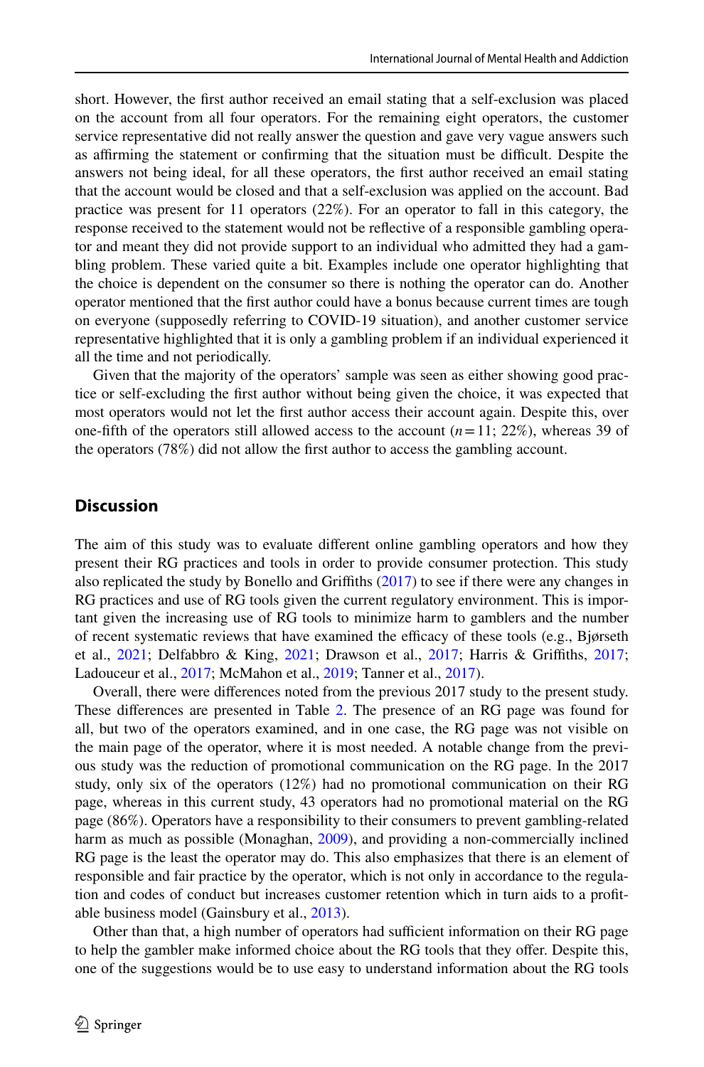short. However, the first author received an email stating that a self-exclusion was placed on the account from all four operators. For the remaining eight operators, the customer service representative did not really answer the question and gave very vague answers such as affirming the statement or confirming that the situation must be difficult. Despite the answers not being ideal, for all these operators, the first author received an email stating that the account would be closed and that a self-exclusion was applied on the account. Bad practice was present for 11 operators (22%). For an operator to fall in this category, the response received to the statement would not be reflective of a responsible gambling operator and meant they did not provide support to an individual who admitted they had a gambling problem. These varied quite a bit. Examples include one operator highlighting that the choice is dependent on the consumer so there is nothing the operator can do. Another operator mentioned that the first author could have a bonus because current times are tough on everyone (supposedly referring to COVID-19 situation), and another customer service representative highlighted that it is only a gambling problem if an individual experienced it all the time and not periodically.

Given that the majority of the operators' sample was seen as either showing good practice or self-excluding the first author without being given the choice, it was expected that most operators would not let the first author access their account again. Despite this, over one-fifth of the operators still allowed access to the account ($n = 11$; 22%), whereas 39 of the operators (78%) did not allow the first author to access the gambling account.

## Discussion

The aim of this study was to evaluate different online gambling operators and how they present their RG practices and tools in order to provide consumer protection. This study also replicated the study by Bonello and Griffiths (2017) to see if there were any changes in RG practices and use of RG tools given the current regulatory environment. This is important given the increasing use of RG tools to minimize harm to gamblers and the number of recent systematic reviews that have examined the efficacy of these tools (e.g., Bjørseth et al., 2021; Delfabbro & King, 2021; Drawson et al., 2017; Harris & Griffiths, 2017; Ladouceur et al., 2017; McMahon et al., 2019; Tanner et al., 2017).

Overall, there were differences noted from the previous 2017 study to the present study. These differences are presented in Table 2. The presence of an RG page was found for all, but two of the operators examined, and in one case, the RG page was not visible on the main page of the operator, where it is most needed. A notable change from the previous study was the reduction of promotional communication on the RG page. In the 2017 study, only six of the operators (12%) had no promotional communication on their RG page, whereas in this current study, 43 operators had no promotional material on the RG page (86%). Operators have a responsibility to their consumers to prevent gambling-related harm as much as possible (Monaghan, 2009), and providing a non-commercially inclined RG page is the least the operator may do. This also emphasizes that there is an element of responsible and fair practice by the operator, which is not only in accordance to the regulation and codes of conduct but increases customer retention which in turn aids to a profitable business model (Gainsbury et al., 2013).

Other than that, a high number of operators had sufficient information on their RG page to help the gambler make informed choice about the RG tools that they offer. Despite this, one of the suggestions would be to use easy to understand information about the RG tools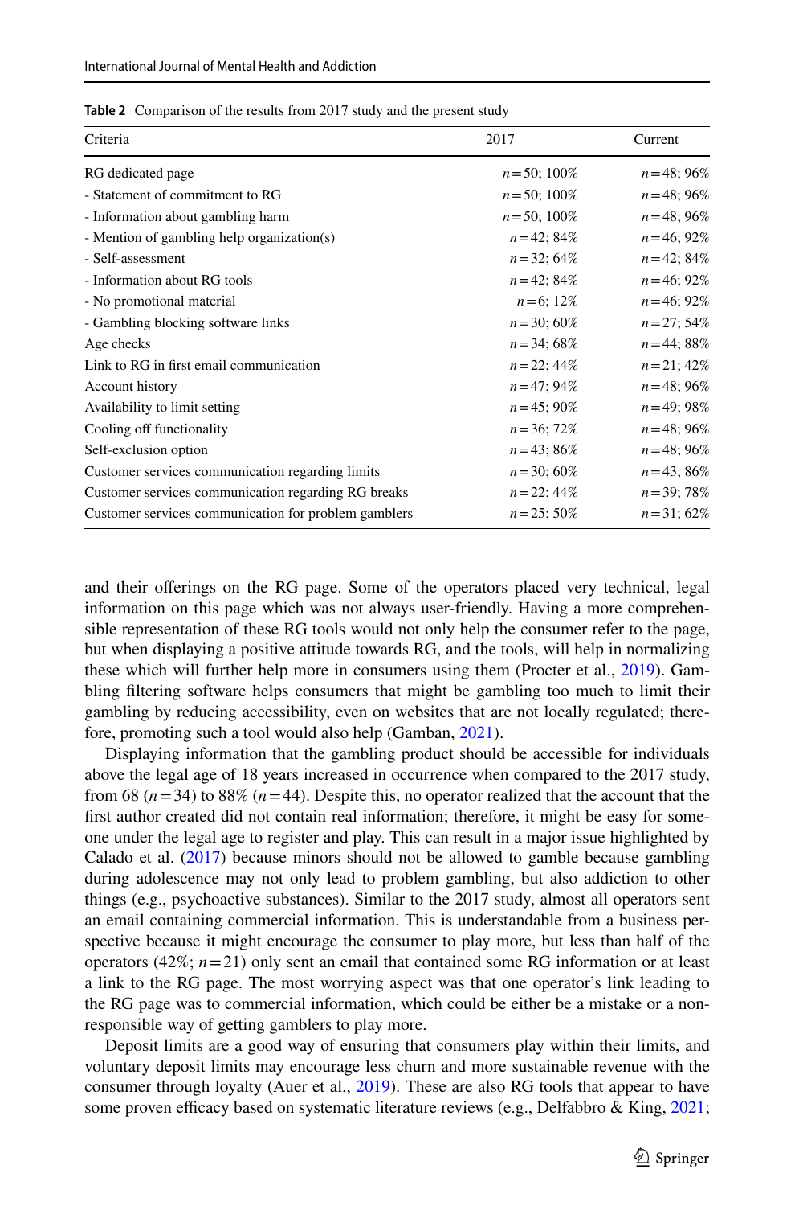**Table 2** Comparison of the results from 2017 study and the present study

| Criteria | 2017 | Current |
|---|---|---|
| RG dedicated page | $n$=50; 100% | $n$=48; 96% |
| - Statement of commitment to RG | $n$=50; 100% | $n$=48; 96% |
| - Information about gambling harm | $n$=50; 100% | $n$=48; 96% |
| - Mention of gambling help organization(s) | $n$=42; 84% | $n$=46; 92% |
| - Self-assessment | $n$=32; 64% | $n$=42; 84% |
| - Information about RG tools | $n$=42; 84% | $n$=46; 92% |
| - No promotional material | $n$=6; 12% | $n$=46; 92% |
| - Gambling blocking software links | $n$=30; 60% | $n$=27; 54% |
| Age checks | $n$=34; 68% | $n$=44; 88% |
| Link to RG in first email communication | $n$=22; 44% | $n$=21; 42% |
| Account history | $n$=47; 94% | $n$=48; 96% |
| Availability to limit setting | $n$=45; 90% | $n$=49; 98% |
| Cooling off functionality | $n$=36; 72% | $n$=48; 96% |
| Self-exclusion option | $n$=43; 86% | $n$=48; 96% |
| Customer services communication regarding limits | $n$=30; 60% | $n$=43; 86% |
| Customer services communication regarding RG breaks | $n$=22; 44% | $n$=39; 78% |
| Customer services communication for problem gamblers | $n$=25; 50% | $n$=31; 62% |

and their offerings on the RG page. Some of the operators placed very technical, legal information on this page which was not always user-friendly. Having a more comprehensible representation of these RG tools would not only help the consumer refer to the page, but when displaying a positive attitude towards RG, and the tools, will help in normalizing these which will further help more in consumers using them (Procter et al., 2019). Gambling filtering software helps consumers that might be gambling too much to limit their gambling by reducing accessibility, even on websites that are not locally regulated; therefore, promoting such a tool would also help (Gamban, 2021).

Displaying information that the gambling product should be accessible for individuals above the legal age of 18 years increased in occurrence when compared to the 2017 study, from 68 ($n$=34) to 88% ($n$=44). Despite this, no operator realized that the account that the first author created did not contain real information; therefore, it might be easy for someone under the legal age to register and play. This can result in a major issue highlighted by Calado et al. (2017) because minors should not be allowed to gamble because gambling during adolescence may not only lead to problem gambling, but also addiction to other things (e.g., psychoactive substances). Similar to the 2017 study, almost all operators sent an email containing commercial information. This is understandable from a business perspective because it might encourage the consumer to play more, but less than half of the operators (42%; $n$=21) only sent an email that contained some RG information or at least a link to the RG page. The most worrying aspect was that one operator's link leading to the RG page was to commercial information, which could be either be a mistake or a non-responsible way of getting gamblers to play more.

Deposit limits are a good way of ensuring that consumers play within their limits, and voluntary deposit limits may encourage less churn and more sustainable revenue with the consumer through loyalty (Auer et al., 2019). These are also RG tools that appear to have some proven efficacy based on systematic literature reviews (e.g., Delfabbro & King, 2021;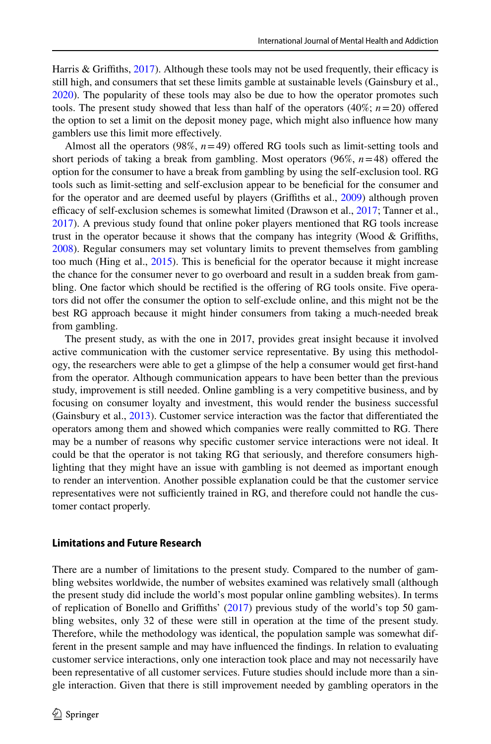Harris & Griffiths, 2017). Although these tools may not be used frequently, their efficacy is still high, and consumers that set these limits gamble at sustainable levels (Gainsbury et al., 2020). The popularity of these tools may also be due to how the operator promotes such tools. The present study showed that less than half of the operators (40%; $n=20$) offered the option to set a limit on the deposit money page, which might also influence how many gamblers use this limit more effectively.

Almost all the operators (98%, $n=49$) offered RG tools such as limit-setting tools and short periods of taking a break from gambling. Most operators (96%, $n=48$) offered the option for the consumer to have a break from gambling by using the self-exclusion tool. RG tools such as limit-setting and self-exclusion appear to be beneficial for the consumer and for the operator and are deemed useful by players (Griffiths et al., 2009) although proven efficacy of self-exclusion schemes is somewhat limited (Drawson et al., 2017; Tanner et al., 2017). A previous study found that online poker players mentioned that RG tools increase trust in the operator because it shows that the company has integrity (Wood & Griffiths, 2008). Regular consumers may set voluntary limits to prevent themselves from gambling too much (Hing et al., 2015). This is beneficial for the operator because it might increase the chance for the consumer never to go overboard and result in a sudden break from gambling. One factor which should be rectified is the offering of RG tools onsite. Five operators did not offer the consumer the option to self-exclude online, and this might not be the best RG approach because it might hinder consumers from taking a much-needed break from gambling.

The present study, as with the one in 2017, provides great insight because it involved active communication with the customer service representative. By using this methodology, the researchers were able to get a glimpse of the help a consumer would get first-hand from the operator. Although communication appears to have been better than the previous study, improvement is still needed. Online gambling is a very competitive business, and by focusing on consumer loyalty and investment, this would render the business successful (Gainsbury et al., 2013). Customer service interaction was the factor that differentiated the operators among them and showed which companies were really committed to RG. There may be a number of reasons why specific customer service interactions were not ideal. It could be that the operator is not taking RG that seriously, and therefore consumers highlighting that they might have an issue with gambling is not deemed as important enough to render an intervention. Another possible explanation could be that the customer service representatives were not sufficiently trained in RG, and therefore could not handle the customer contact properly.

### Limitations and Future Research

There are a number of limitations to the present study. Compared to the number of gambling websites worldwide, the number of websites examined was relatively small (although the present study did include the world's most popular online gambling websites). In terms of replication of Bonello and Griffiths' (2017) previous study of the world's top 50 gambling websites, only 32 of these were still in operation at the time of the present study. Therefore, while the methodology was identical, the population sample was somewhat different in the present sample and may have influenced the findings. In relation to evaluating customer service interactions, only one interaction took place and may not necessarily have been representative of all customer services. Future studies should include more than a single interaction. Given that there is still improvement needed by gambling operators in the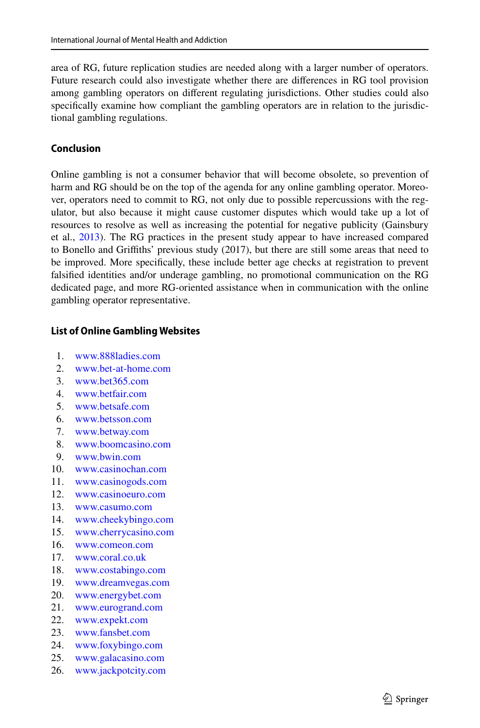area of RG, future replication studies are needed along with a larger number of operators. Future research could also investigate whether there are differences in RG tool provision among gambling operators on different regulating jurisdictions. Other studies could also specifically examine how compliant the gambling operators are in relation to the jurisdictional gambling regulations.

## Conclusion

Online gambling is not a consumer behavior that will become obsolete, so prevention of harm and RG should be on the top of the agenda for any online gambling operator. Moreover, operators need to commit to RG, not only due to possible repercussions with the regulator, but also because it might cause customer disputes which would take up a lot of resources to resolve as well as increasing the potential for negative publicity (Gainsbury et al., 2013). The RG practices in the present study appear to have increased compared to Bonello and Griffiths' previous study (2017), but there are still some areas that need to be improved. More specifically, these include better age checks at registration to prevent falsified identities and/or underage gambling, no promotional communication on the RG dedicated page, and more RG-oriented assistance when in communication with the online gambling operator representative.

## List of Online Gambling Websites

1. www.888ladies.com
2. www.bet-at-home.com
3. www.bet365.com
4. www.betfair.com
5. www.betsafe.com
6. www.betsson.com
7. www.betway.com
8. www.boomcasino.com
9. www.bwin.com
10. www.casinochan.com
11. www.casinogods.com
12. www.casinoeuro.com
13. www.casumo.com
14. www.cheekybingo.com
15. www.cherrycasino.com
16. www.comeon.com
17. www.coral.co.uk
18. www.costabingo.com
19. www.dreamvegas.com
20. www.energybet.com
21. www.eurogrand.com
22. www.expekt.com
23. www.fansbet.com
24. www.foxybingo.com
25. www.galacasino.com
26. www.jackpotcity.com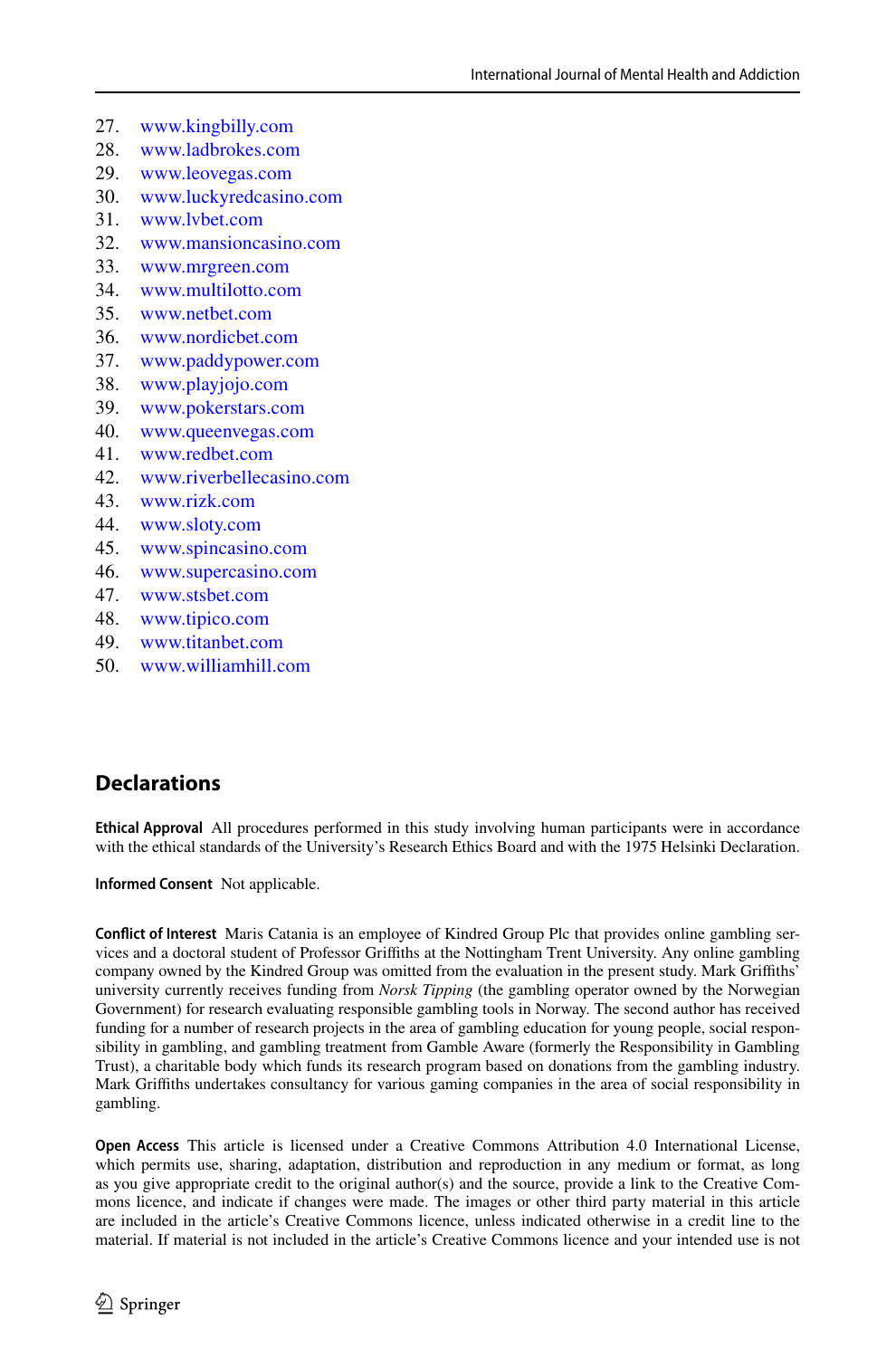27. www.kingbilly.com
28. www.ladbrokes.com
29. www.leovegas.com
30. www.luckyredcasino.com
31. www.lvbet.com
32. www.mansioncasino.com
33. www.mrgreen.com
34. www.multilotto.com
35. www.netbet.com
36. www.nordicbet.com
37. www.paddypower.com
38. www.playjojo.com
39. www.pokerstars.com
40. www.queenvegas.com
41. www.redbet.com
42. www.riverbellecasino.com
43. www.rizk.com
44. www.sloty.com
45. www.spincasino.com
46. www.supercasino.com
47. www.stsbet.com
48. www.tipico.com
49. www.titanbet.com
50. www.williamhill.com

## Declarations

**Ethical Approval** All procedures performed in this study involving human participants were in accordance with the ethical standards of the University's Research Ethics Board and with the 1975 Helsinki Declaration.

**Informed Consent** Not applicable.

**Conflict of Interest** Maris Catania is an employee of Kindred Group Plc that provides online gambling services and a doctoral student of Professor Griffiths at the Nottingham Trent University. Any online gambling company owned by the Kindred Group was omitted from the evaluation in the present study. Mark Griffiths' university currently receives funding from *Norsk Tipping* (the gambling operator owned by the Norwegian Government) for research evaluating responsible gambling tools in Norway. The second author has received funding for a number of research projects in the area of gambling education for young people, social responsibility in gambling, and gambling treatment from Gamble Aware (formerly the Responsibility in Gambling Trust), a charitable body which funds its research program based on donations from the gambling industry. Mark Griffiths undertakes consultancy for various gaming companies in the area of social responsibility in gambling.

**Open Access** This article is licensed under a Creative Commons Attribution 4.0 International License, which permits use, sharing, adaptation, distribution and reproduction in any medium or format, as long as you give appropriate credit to the original author(s) and the source, provide a link to the Creative Commons licence, and indicate if changes were made. The images or other third party material in this article are included in the article's Creative Commons licence, unless indicated otherwise in a credit line to the material. If material is not included in the article's Creative Commons licence and your intended use is not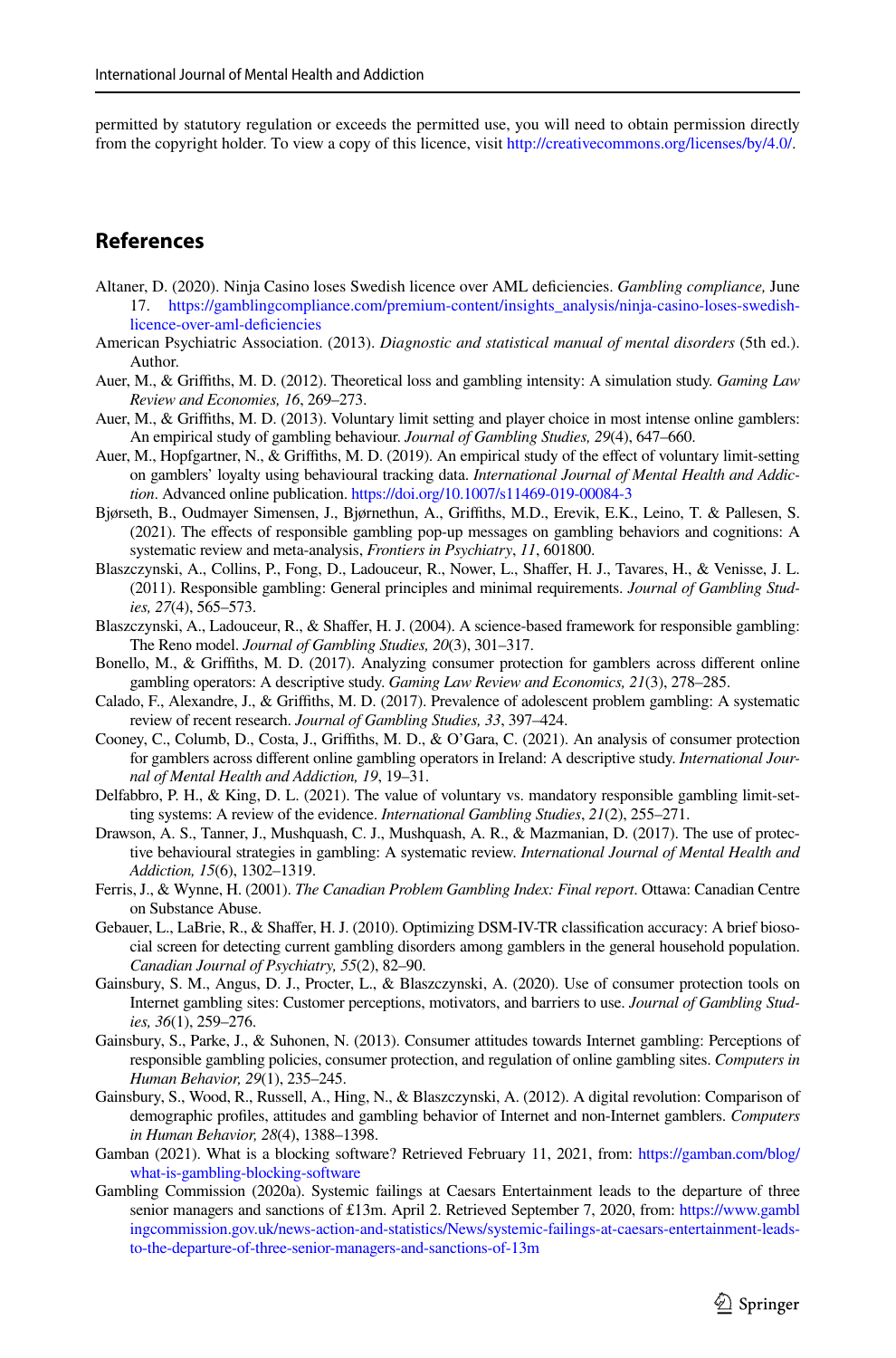permitted by statutory regulation or exceeds the permitted use, you will need to obtain permission directly from the copyright holder. To view a copy of this licence, visit http://creativecommons.org/licenses/by/4.0/.

## References

Altaner, D. (2020). Ninja Casino loses Swedish licence over AML deficiencies. *Gambling compliance,* June 17. https://gamblingcompliance.com/premium-content/insights_analysis/ninja-casino-loses-swedish-licence-over-aml-deficiencies

American Psychiatric Association. (2013). *Diagnostic and statistical manual of mental disorders* (5th ed.). Author.

Auer, M., & Griffiths, M. D. (2012). Theoretical loss and gambling intensity: A simulation study. *Gaming Law Review and Economies, 16*, 269–273.

Auer, M., & Griffiths, M. D. (2013). Voluntary limit setting and player choice in most intense online gamblers: An empirical study of gambling behaviour. *Journal of Gambling Studies, 29*(4), 647–660.

Auer, M., Hopfgartner, N., & Griffiths, M. D. (2019). An empirical study of the effect of voluntary limit-setting on gamblers' loyalty using behavioural tracking data. *International Journal of Mental Health and Addiction*. Advanced online publication. https://doi.org/10.1007/s11469-019-00084-3

Bjørseth, B., Oudmayer Simensen, J., Bjørnethun, A., Griffiths, M.D., Erevik, E.K., Leino, T. & Pallesen, S. (2021). The effects of responsible gambling pop-up messages on gambling behaviors and cognitions: A systematic review and meta-analysis, *Frontiers in Psychiatry*, *11*, 601800.

Blaszczynski, A., Collins, P., Fong, D., Ladouceur, R., Nower, L., Shaffer, H. J., Tavares, H., & Venisse, J. L. (2011). Responsible gambling: General principles and minimal requirements. *Journal of Gambling Studies, 27*(4), 565–573.

Blaszczynski, A., Ladouceur, R., & Shaffer, H. J. (2004). A science-based framework for responsible gambling: The Reno model. *Journal of Gambling Studies, 20*(3), 301–317.

Bonello, M., & Griffiths, M. D. (2017). Analyzing consumer protection for gamblers across different online gambling operators: A descriptive study. *Gaming Law Review and Economics, 21*(3), 278–285.

Calado, F., Alexandre, J., & Griffiths, M. D. (2017). Prevalence of adolescent problem gambling: A systematic review of recent research. *Journal of Gambling Studies, 33*, 397–424.

Cooney, C., Columb, D., Costa, J., Griffiths, M. D., & O'Gara, C. (2021). An analysis of consumer protection for gamblers across different online gambling operators in Ireland: A descriptive study. *International Journal of Mental Health and Addiction, 19*, 19–31.

Delfabbro, P. H., & King, D. L. (2021). The value of voluntary vs. mandatory responsible gambling limit-setting systems: A review of the evidence. *International Gambling Studies*, *21*(2), 255–271.

Drawson, A. S., Tanner, J., Mushquash, C. J., Mushquash, A. R., & Mazmanian, D. (2017). The use of protective behavioural strategies in gambling: A systematic review. *International Journal of Mental Health and Addiction, 15*(6), 1302–1319.

Ferris, J., & Wynne, H. (2001). *The Canadian Problem Gambling Index: Final report*. Ottawa: Canadian Centre on Substance Abuse.

Gebauer, L., LaBrie, R., & Shaffer, H. J. (2010). Optimizing DSM-IV-TR classification accuracy: A brief biosocial screen for detecting current gambling disorders among gamblers in the general household population. *Canadian Journal of Psychiatry, 55*(2), 82–90.

Gainsbury, S. M., Angus, D. J., Procter, L., & Blaszczynski, A. (2020). Use of consumer protection tools on Internet gambling sites: Customer perceptions, motivators, and barriers to use. *Journal of Gambling Studies, 36*(1), 259–276.

Gainsbury, S., Parke, J., & Suhonen, N. (2013). Consumer attitudes towards Internet gambling: Perceptions of responsible gambling policies, consumer protection, and regulation of online gambling sites. *Computers in Human Behavior, 29*(1), 235–245.

Gainsbury, S., Wood, R., Russell, A., Hing, N., & Blaszczynski, A. (2012). A digital revolution: Comparison of demographic profiles, attitudes and gambling behavior of Internet and non-Internet gamblers. *Computers in Human Behavior, 28*(4), 1388–1398.

Gamban (2021). What is a blocking software? Retrieved February 11, 2021, from: https://gamban.com/blog/what-is-gambling-blocking-software

Gambling Commission (2020a). Systemic failings at Caesars Entertainment leads to the departure of three senior managers and sanctions of £13m. April 2. Retrieved September 7, 2020, from: https://www.gamblingcommission.gov.uk/news-action-and-statistics/News/systemic-failings-at-caesars-entertainment-leads-to-the-departure-of-three-senior-managers-and-sanctions-of-13m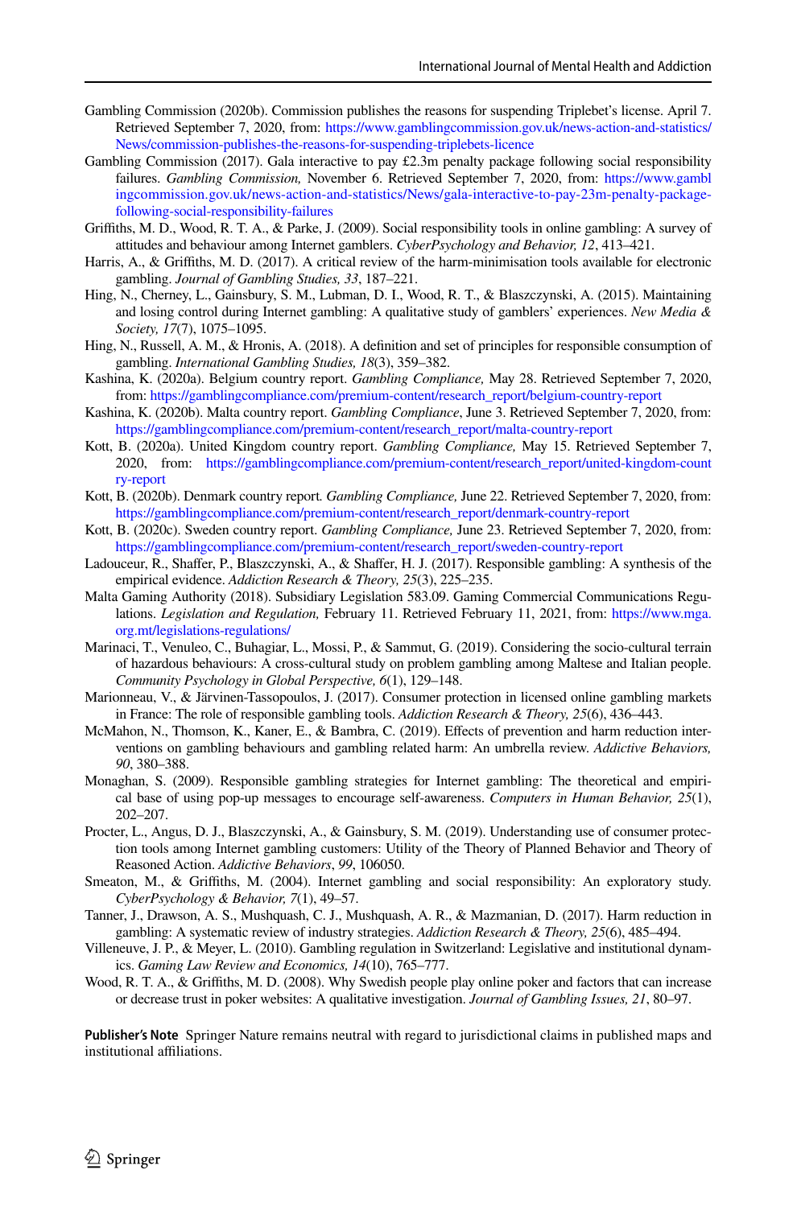Gambling Commission (2020b). Commission publishes the reasons for suspending Triplebet's license. April 7. Retrieved September 7, 2020, from: https://www.gamblingcommission.gov.uk/news-action-and-statistics/News/commission-publishes-the-reasons-for-suspending-triplebets-licence

Gambling Commission (2017). Gala interactive to pay £2.3m penalty package following social responsibility failures. *Gambling Commission,* November 6. Retrieved September 7, 2020, from: https://www.gamblingcommission.gov.uk/news-action-and-statistics/News/gala-interactive-to-pay-23m-penalty-package-following-social-responsibility-failures

Griffiths, M. D., Wood, R. T. A., & Parke, J. (2009). Social responsibility tools in online gambling: A survey of attitudes and behaviour among Internet gamblers. *CyberPsychology and Behavior, 12*, 413–421.

Harris, A., & Griffiths, M. D. (2017). A critical review of the harm-minimisation tools available for electronic gambling. *Journal of Gambling Studies, 33*, 187–221.

Hing, N., Cherney, L., Gainsbury, S. M., Lubman, D. I., Wood, R. T., & Blaszczynski, A. (2015). Maintaining and losing control during Internet gambling: A qualitative study of gamblers' experiences. *New Media & Society, 17*(7), 1075–1095.

Hing, N., Russell, A. M., & Hronis, A. (2018). A definition and set of principles for responsible consumption of gambling. *International Gambling Studies, 18*(3), 359–382.

Kashina, K. (2020a). Belgium country report. *Gambling Compliance,* May 28. Retrieved September 7, 2020, from: https://gamblingcompliance.com/premium-content/research_report/belgium-country-report

Kashina, K. (2020b). Malta country report. *Gambling Compliance*, June 3. Retrieved September 7, 2020, from: https://gamblingcompliance.com/premium-content/research_report/malta-country-report

Kott, B. (2020a). United Kingdom country report. *Gambling Compliance,* May 15. Retrieved September 7, 2020, from: https://gamblingcompliance.com/premium-content/research_report/united-kingdom-country-report

Kott, B. (2020b). Denmark country report*. Gambling Compliance,* June 22. Retrieved September 7, 2020, from: https://gamblingcompliance.com/premium-content/research_report/denmark-country-report

Kott, B. (2020c). Sweden country report. *Gambling Compliance,* June 23. Retrieved September 7, 2020, from: https://gamblingcompliance.com/premium-content/research_report/sweden-country-report

Ladouceur, R., Shaffer, P., Blaszczynski, A., & Shaffer, H. J. (2017). Responsible gambling: A synthesis of the empirical evidence. *Addiction Research & Theory, 25*(3), 225–235.

Malta Gaming Authority (2018). Subsidiary Legislation 583.09. Gaming Commercial Communications Regulations. *Legislation and Regulation,* February 11. Retrieved February 11, 2021, from: https://www.mga.org.mt/legislations-regulations/

Marinaci, T., Venuleo, C., Buhagiar, L., Mossi, P., & Sammut, G. (2019). Considering the socio-cultural terrain of hazardous behaviours: A cross-cultural study on problem gambling among Maltese and Italian people. *Community Psychology in Global Perspective, 6*(1), 129–148.

Marionneau, V., & Järvinen-Tassopoulos, J. (2017). Consumer protection in licensed online gambling markets in France: The role of responsible gambling tools. *Addiction Research & Theory, 25*(6), 436–443.

McMahon, N., Thomson, K., Kaner, E., & Bambra, C. (2019). Effects of prevention and harm reduction interventions on gambling behaviours and gambling related harm: An umbrella review. *Addictive Behaviors, 90*, 380–388.

Monaghan, S. (2009). Responsible gambling strategies for Internet gambling: The theoretical and empirical base of using pop-up messages to encourage self-awareness. *Computers in Human Behavior, 25*(1), 202–207.

Procter, L., Angus, D. J., Blaszczynski, A., & Gainsbury, S. M. (2019). Understanding use of consumer protection tools among Internet gambling customers: Utility of the Theory of Planned Behavior and Theory of Reasoned Action. *Addictive Behaviors*, *99*, 106050.

Smeaton, M., & Griffiths, M. (2004). Internet gambling and social responsibility: An exploratory study. *CyberPsychology & Behavior, 7*(1), 49–57.

Tanner, J., Drawson, A. S., Mushquash, C. J., Mushquash, A. R., & Mazmanian, D. (2017). Harm reduction in gambling: A systematic review of industry strategies. *Addiction Research & Theory, 25*(6), 485–494.

Villeneuve, J. P., & Meyer, L. (2010). Gambling regulation in Switzerland: Legislative and institutional dynamics. *Gaming Law Review and Economics, 14*(10), 765–777.

Wood, R. T. A., & Griffiths, M. D. (2008). Why Swedish people play online poker and factors that can increase or decrease trust in poker websites: A qualitative investigation. *Journal of Gambling Issues, 21*, 80–97.

**Publisher's Note** Springer Nature remains neutral with regard to jurisdictional claims in published maps and institutional affiliations.